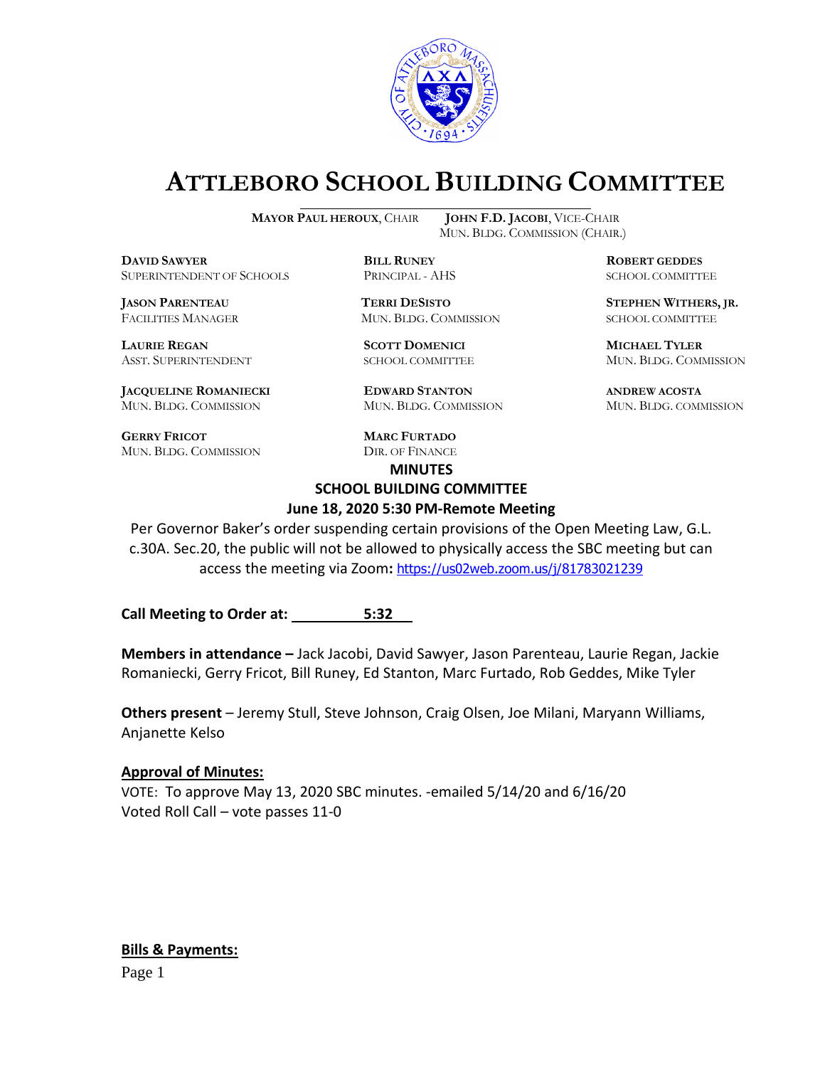# ATTLEBORO SCHOOL BUILDING COMMITTEE

**MAYOR PAUL HEROUX**, CHAIR **JOHN F.D. JACOBI**, VICE-CHAIR
MUN. BLDG. COMMISSION (CHAIR.)

**DAVID SAWYER**
SUPERINTENDENT OF SCHOOLS

**BILL RUNEY**
PRINCIPAL - AHS

**ROBERT GEDDES**
SCHOOL COMMITTEE

**JASON PARENTEAU**
FACILITIES MANAGER

**TERRI DESISTO**
MUN. BLDG. COMMISSION

**STEPHEN WITHERS, JR.**
SCHOOL COMMITTEE

**LAURIE REGAN**
ASST. SUPERINTENDENT

**SCOTT DOMENICI**
SCHOOL COMMITTEE

**MICHAEL TYLER**
MUN. BLDG. COMMISSION

**JACQUELINE ROMANIECKI**
MUN. BLDG. COMMISSION

**EDWARD STANTON**
MUN. BLDG. COMMISSION

**ANDREW ACOSTA**
MUN. BLDG. COMMISSION

**GERRY FRICOT**
MUN. BLDG. COMMISSION

**MARC FURTADO**
DIR. OF FINANCE

**MINUTES**
**SCHOOL BUILDING COMMITTEE**
**June 18, 2020 5:30 PM-Remote Meeting**

Per Governor Baker's order suspending certain provisions of the Open Meeting Law, G.L. c.30A. Sec.20, the public will not be allowed to physically access the SBC meeting but can access the meeting via Zoom**:** https://us02web.zoom.us/j/81783021239

**Call Meeting to Order at: 5:32**

**Members in attendance –** Jack Jacobi, David Sawyer, Jason Parenteau, Laurie Regan, Jackie Romaniecki, Gerry Fricot, Bill Runey, Ed Stanton, Marc Furtado, Rob Geddes, Mike Tyler

**Others present** – Jeremy Stull, Steve Johnson, Craig Olsen, Joe Milani, Maryann Williams, Anjanette Kelso

**Approval of Minutes:**

VOTE: To approve May 13, 2020 SBC minutes. -emailed 5/14/20 and 6/16/20
Voted Roll Call – vote passes 11-0

**Bills & Payments:**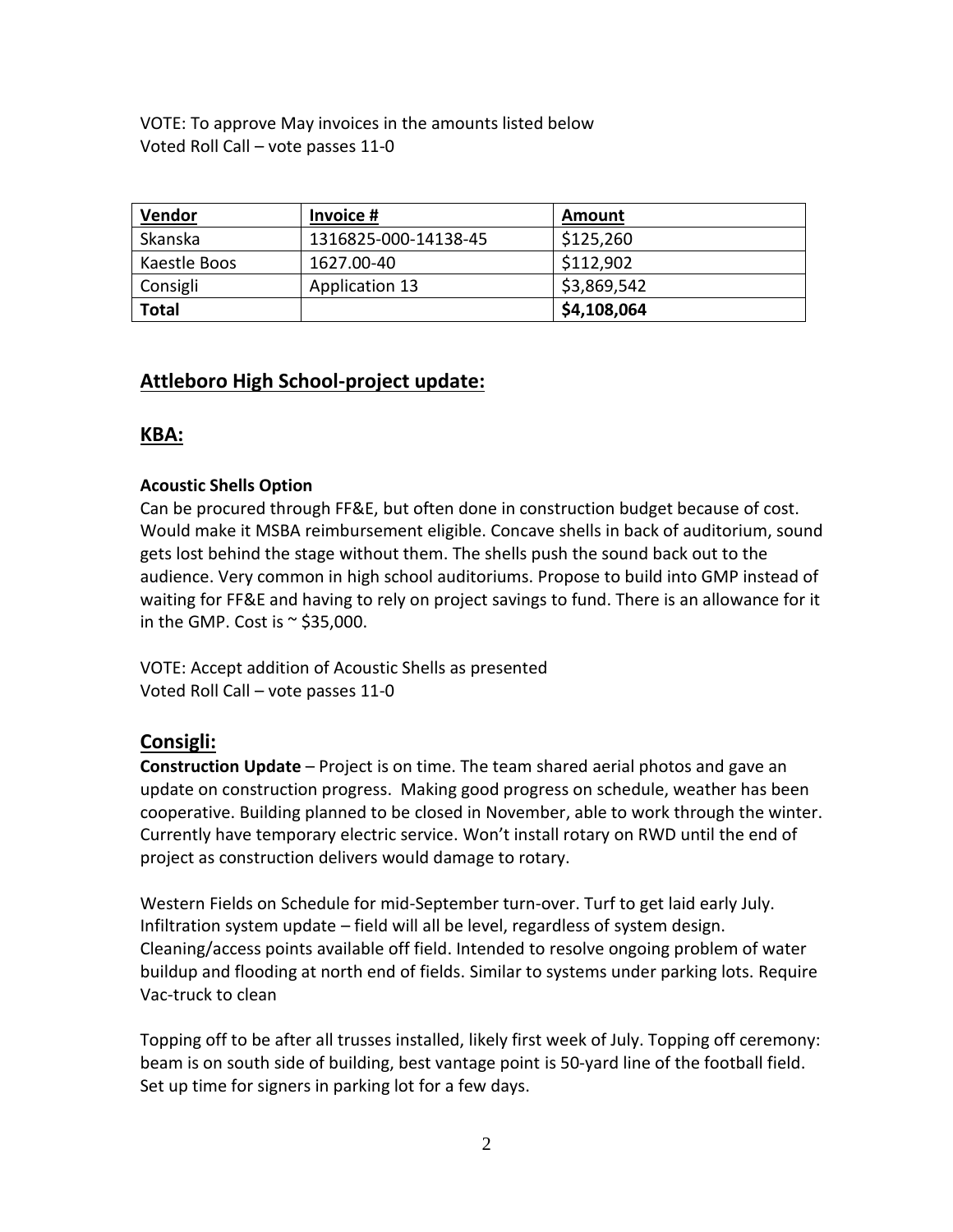VOTE: To approve May invoices in the amounts listed below
Voted Roll Call – vote passes 11-0

| Vendor | Invoice # | Amount |
|---|---|---|
| Skanska | 1316825-000-14138-45 | $125,260 |
| Kaestle Boos | 1627.00-40 | $112,902 |
| Consigli | Application 13 | $3,869,542 |
| **Total** | | **$4,108,064** |

## Attleboro High School-project update:

## KBA:

**Acoustic Shells Option**

Can be procured through FF&E, but often done in construction budget because of cost. Would make it MSBA reimbursement eligible. Concave shells in back of auditorium, sound gets lost behind the stage without them. The shells push the sound back out to the audience. Very common in high school auditoriums. Propose to build into GMP instead of waiting for FF&E and having to rely on project savings to fund. There is an allowance for it in the GMP. Cost is ~ $35,000.

VOTE: Accept addition of Acoustic Shells as presented
Voted Roll Call – vote passes 11-0

## Consigli:

**Construction Update** – Project is on time. The team shared aerial photos and gave an update on construction progress. Making good progress on schedule, weather has been cooperative. Building planned to be closed in November, able to work through the winter. Currently have temporary electric service. Won't install rotary on RWD until the end of project as construction delivers would damage to rotary.

Western Fields on Schedule for mid-September turn-over. Turf to get laid early July. Infiltration system update – field will all be level, regardless of system design. Cleaning/access points available off field. Intended to resolve ongoing problem of water buildup and flooding at north end of fields. Similar to systems under parking lots. Require Vac-truck to clean

Topping off to be after all trusses installed, likely first week of July. Topping off ceremony: beam is on south side of building, best vantage point is 50-yard line of the football field. Set up time for signers in parking lot for a few days.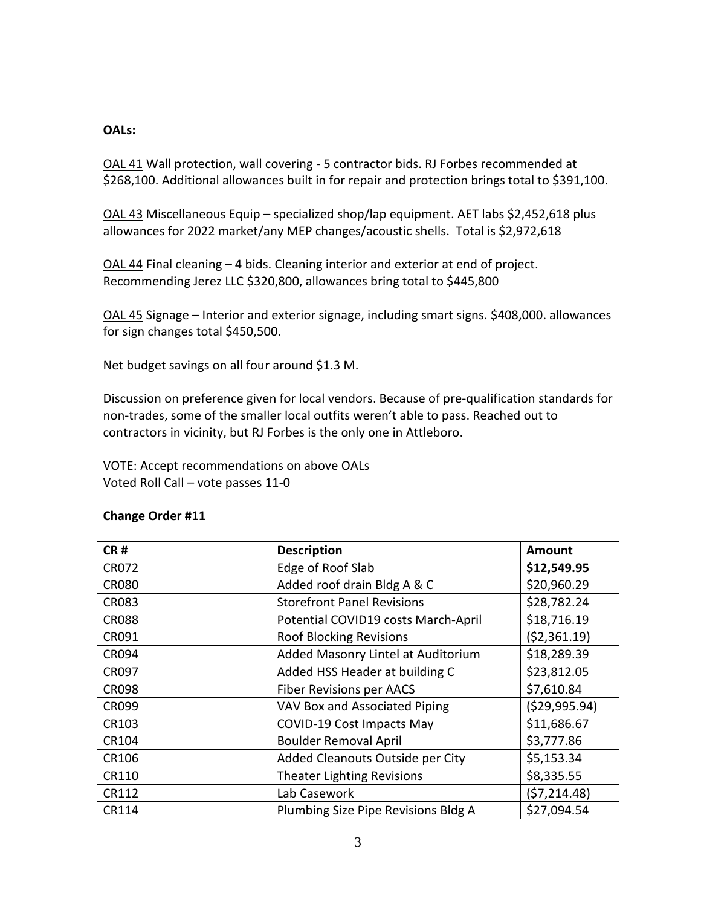**OALs:**

OAL 41 Wall protection, wall covering - 5 contractor bids. RJ Forbes recommended at $268,100. Additional allowances built in for repair and protection brings total to $391,100.

OAL 43 Miscellaneous Equip – specialized shop/lap equipment. AET labs $2,452,618 plus allowances for 2022 market/any MEP changes/acoustic shells. Total is $2,972,618

OAL 44 Final cleaning – 4 bids. Cleaning interior and exterior at end of project. Recommending Jerez LLC $320,800, allowances bring total to $445,800

OAL 45 Signage – Interior and exterior signage, including smart signs. $408,000. allowances for sign changes total $450,500.

Net budget savings on all four around $1.3 M.

Discussion on preference given for local vendors. Because of pre-qualification standards for non-trades, some of the smaller local outfits weren't able to pass. Reached out to contractors in vicinity, but RJ Forbes is the only one in Attleboro.

VOTE: Accept recommendations on above OALs
Voted Roll Call – vote passes 11-0

**Change Order #11**

| CR # | Description | Amount |
|---|---|---|
| CR072 | Edge of Roof Slab | **$12,549.95** |
| CR080 | Added roof drain Bldg A & C | $20,960.29 |
| CR083 | Storefront Panel Revisions | $28,782.24 |
| CR088 | Potential COVID19 costs March-April | $18,716.19 |
| CR091 | Roof Blocking Revisions | ($2,361.19) |
| CR094 | Added Masonry Lintel at Auditorium | $18,289.39 |
| CR097 | Added HSS Header at building C | $23,812.05 |
| CR098 | Fiber Revisions per AACS | $7,610.84 |
| CR099 | VAV Box and Associated Piping | ($29,995.94) |
| CR103 | COVID-19 Cost Impacts May | $11,686.67 |
| CR104 | Boulder Removal April | $3,777.86 |
| CR106 | Added Cleanouts Outside per City | $5,153.34 |
| CR110 | Theater Lighting Revisions | $8,335.55 |
| CR112 | Lab Casework | ($7,214.48) |
| CR114 | Plumbing Size Pipe Revisions Bldg A | $27,094.54 |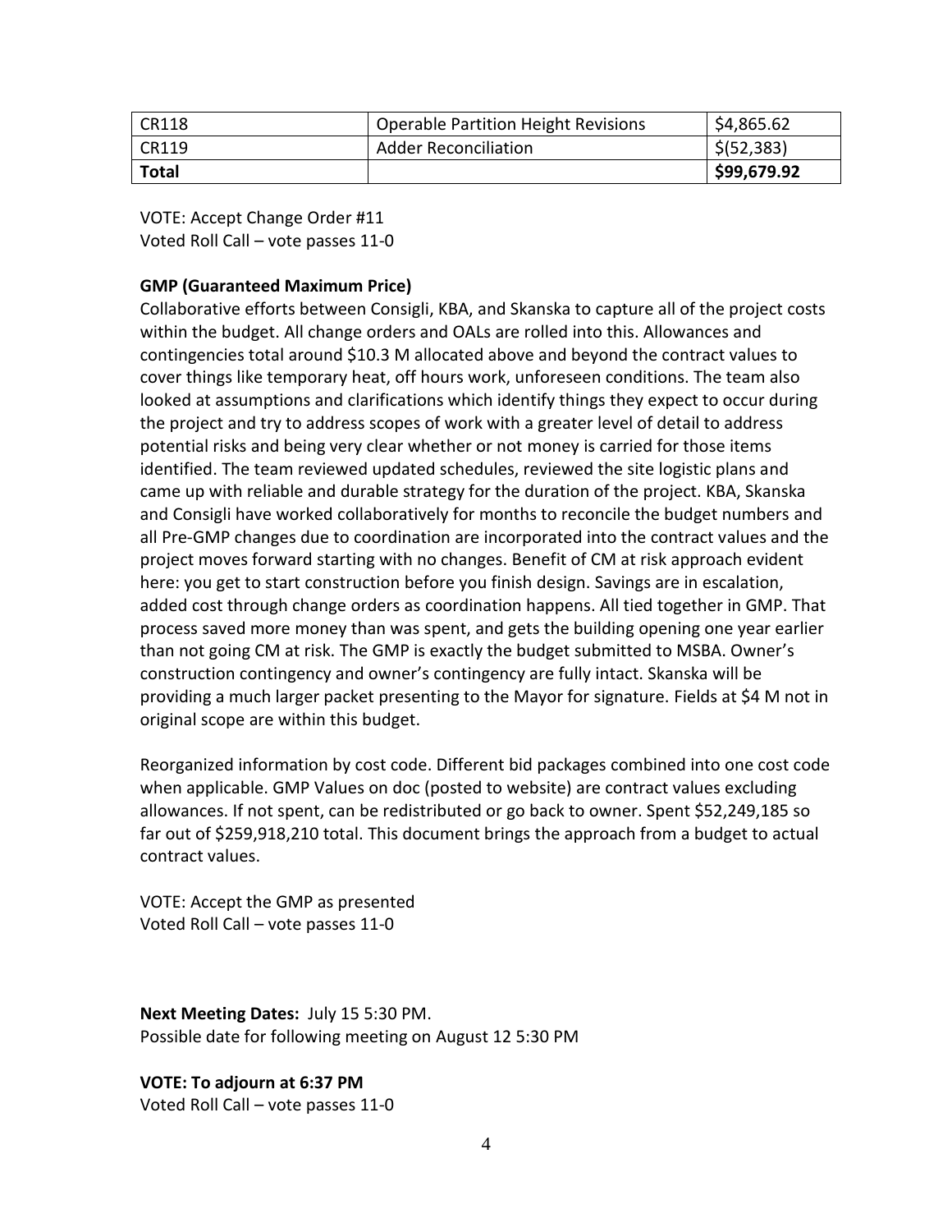| | | |
|---|---|---|
| CR118 | Operable Partition Height Revisions | $4,865.62 |
| CR119 | Adder Reconciliation | $(52,383) |
| **Total** | | **$99,679.92** |

VOTE: Accept Change Order #11
Voted Roll Call – vote passes 11-0

**GMP (Guaranteed Maximum Price)**

Collaborative efforts between Consigli, KBA, and Skanska to capture all of the project costs within the budget. All change orders and OALs are rolled into this. Allowances and contingencies total around $10.3 M allocated above and beyond the contract values to cover things like temporary heat, off hours work, unforeseen conditions. The team also looked at assumptions and clarifications which identify things they expect to occur during the project and try to address scopes of work with a greater level of detail to address potential risks and being very clear whether or not money is carried for those items identified. The team reviewed updated schedules, reviewed the site logistic plans and came up with reliable and durable strategy for the duration of the project. KBA, Skanska and Consigli have worked collaboratively for months to reconcile the budget numbers and all Pre-GMP changes due to coordination are incorporated into the contract values and the project moves forward starting with no changes. Benefit of CM at risk approach evident here: you get to start construction before you finish design. Savings are in escalation, added cost through change orders as coordination happens. All tied together in GMP. That process saved more money than was spent, and gets the building opening one year earlier than not going CM at risk. The GMP is exactly the budget submitted to MSBA. Owner's construction contingency and owner's contingency are fully intact. Skanska will be providing a much larger packet presenting to the Mayor for signature. Fields at $4 M not in original scope are within this budget.

Reorganized information by cost code. Different bid packages combined into one cost code when applicable. GMP Values on doc (posted to website) are contract values excluding allowances. If not spent, can be redistributed or go back to owner. Spent $52,249,185 so far out of $259,918,210 total. This document brings the approach from a budget to actual contract values.

VOTE: Accept the GMP as presented
Voted Roll Call – vote passes 11-0

**Next Meeting Dates:** July 15 5:30 PM.
Possible date for following meeting on August 12 5:30 PM

**VOTE: To adjourn at 6:37 PM**
Voted Roll Call – vote passes 11-0